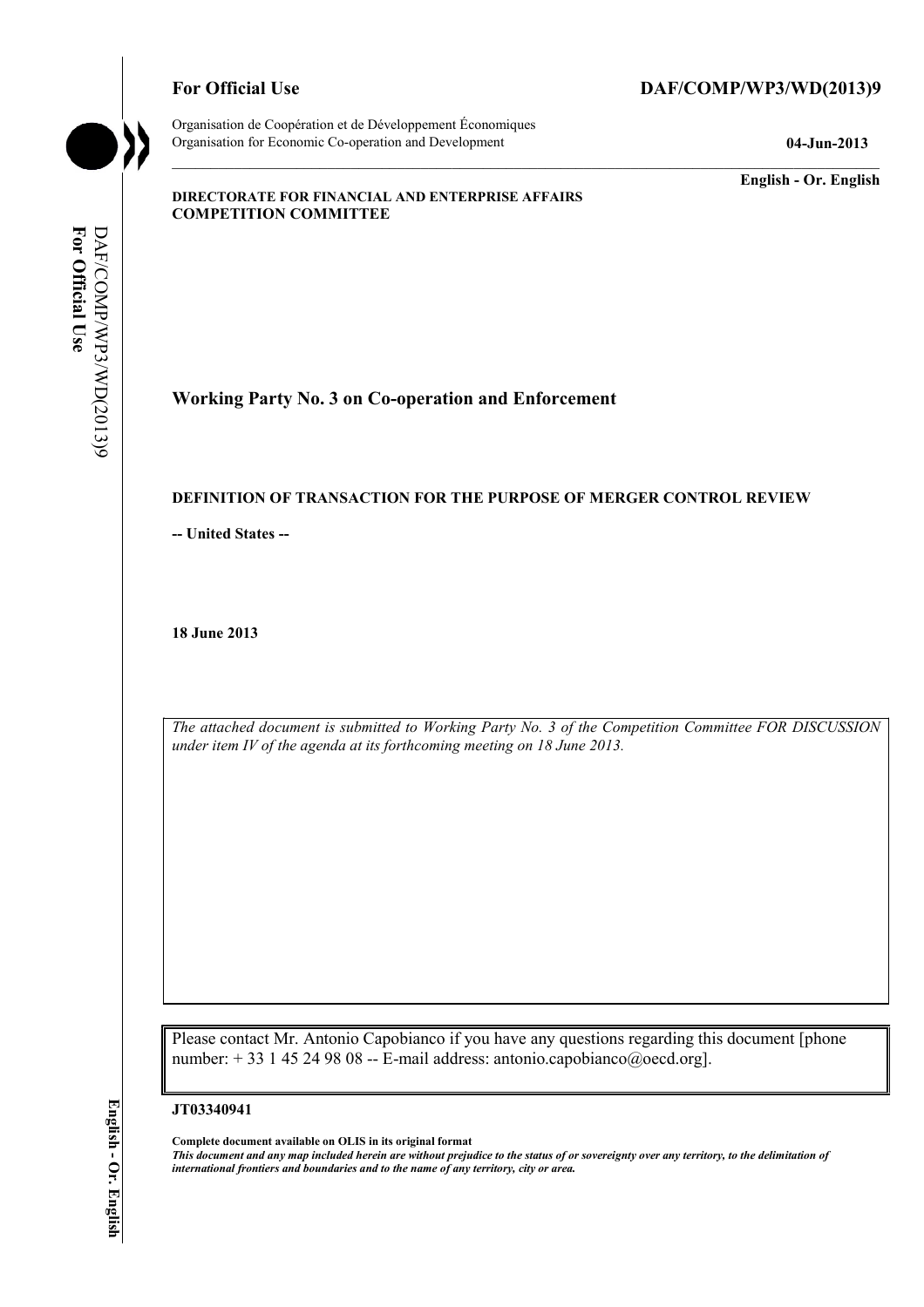**For Official Use** **DAF/COMP/WP3/WD(2013)9**

Organisation de Coopération et de Développement Économiques
Organisation for Economic Co-operation and Development **04-Jun-2013**

**English - Or. English**

**DIRECTORATE FOR FINANCIAL AND ENTERPRISE AFFAIRS**
**COMPETITION COMMITTEE**

# Working Party No. 3 on Co-operation and Enforcement

## DEFINITION OF TRANSACTION FOR THE PURPOSE OF MERGER CONTROL REVIEW

**-- United States --**

**18 June 2013**

*The attached document is submitted to Working Party No. 3 of the Competition Committee FOR DISCUSSION under item IV of the agenda at its forthcoming meeting on 18 June 2013.*

Please contact Mr. Antonio Capobianco if you have any questions regarding this document [phone number: + 33 1 45 24 98 08 -- E-mail address: antonio.capobianco@oecd.org].

**JT03340941**

**Complete document available on OLIS in its original format**
***This document and any map included herein are without prejudice to the status of or sovereignty over any territory, to the delimitation of international frontiers and boundaries and to the name of any territory, city or area.***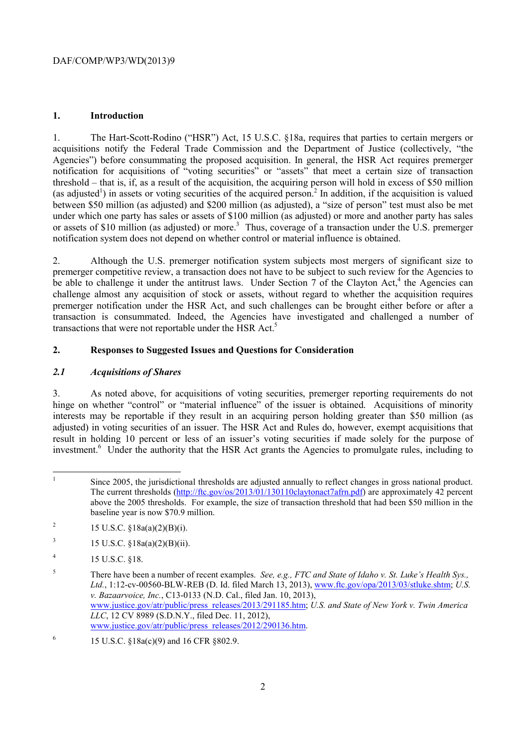## 1. Introduction

1. The Hart-Scott-Rodino ("HSR") Act, 15 U.S.C. §18a, requires that parties to certain mergers or acquisitions notify the Federal Trade Commission and the Department of Justice (collectively, "the Agencies") before consummating the proposed acquisition. In general, the HSR Act requires premerger notification for acquisitions of "voting securities" or "assets" that meet a certain size of transaction threshold – that is, if, as a result of the acquisition, the acquiring person will hold in excess of $50 million (as adjusted[1]) in assets or voting securities of the acquired person.[2] In addition, if the acquisition is valued between $50 million (as adjusted) and $200 million (as adjusted), a "size of person" test must also be met under which one party has sales or assets of $100 million (as adjusted) or more and another party has sales or assets of $10 million (as adjusted) or more.[3] Thus, coverage of a transaction under the U.S. premerger notification system does not depend on whether control or material influence is obtained.

2. Although the U.S. premerger notification system subjects most mergers of significant size to premerger competitive review, a transaction does not have to be subject to such review for the Agencies to be able to challenge it under the antitrust laws. Under Section 7 of the Clayton Act,[4] the Agencies can challenge almost any acquisition of stock or assets, without regard to whether the acquisition requires premerger notification under the HSR Act, and such challenges can be brought either before or after a transaction is consummated. Indeed, the Agencies have investigated and challenged a number of transactions that were not reportable under the HSR Act.[5]

## 2. Responses to Suggested Issues and Questions for Consideration

### *2.1 Acquisitions of Shares*

3. As noted above, for acquisitions of voting securities, premerger reporting requirements do not hinge on whether "control" or "material influence" of the issuer is obtained. Acquisitions of minority interests may be reportable if they result in an acquiring person holding greater than $50 million (as adjusted) in voting securities of an issuer. The HSR Act and Rules do, however, exempt acquisitions that result in holding 10 percent or less of an issuer's voting securities if made solely for the purpose of investment.[6] Under the authority that the HSR Act grants the Agencies to promulgate rules, including to

---

[1] Since 2005, the jurisdictional thresholds are adjusted annually to reflect changes in gross national product. The current thresholds (http://ftc.gov/os/2013/01/130110claytonact7afrn.pdf) are approximately 42 percent above the 2005 thresholds. For example, the size of transaction threshold that had been $50 million in the baseline year is now $70.9 million.

[2] 15 U.S.C. §18a(a)(2)(B)(i).

[3] 15 U.S.C. §18a(a)(2)(B)(ii).

[4] 15 U.S.C. §18.

[5] There have been a number of recent examples. *See, e.g., FTC and State of Idaho v. St. Luke's Health Sys., Ltd.*, 1:12-cv-00560-BLW-REB (D. Id. filed March 13, 2013), www.ftc.gov/opa/2013/03/stluke.shtm; *U.S. v. Bazaarvoice, Inc.*, C13-0133 (N.D. Cal., filed Jan. 10, 2013), www.justice.gov/atr/public/press_releases/2013/291185.htm; *U.S. and State of New York v. Twin America LLC*, 12 CV 8989 (S.D.N.Y., filed Dec. 11, 2012), www.justice.gov/atr/public/press_releases/2012/290136.htm.

[6] 15 U.S.C. §18a(c)(9) and 16 CFR §802.9.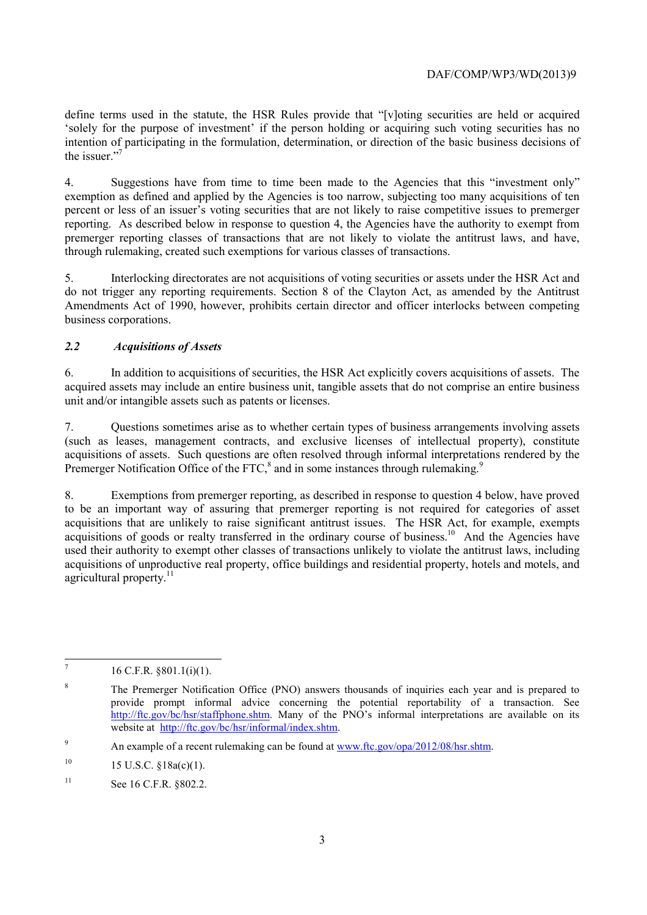define terms used in the statute, the HSR Rules provide that "[v]oting securities are held or acquired 'solely for the purpose of investment' if the person holding or acquiring such voting securities has no intention of participating in the formulation, determination, or direction of the basic business decisions of the issuer."[7]

4. Suggestions have from time to time been made to the Agencies that this "investment only" exemption as defined and applied by the Agencies is too narrow, subjecting too many acquisitions of ten percent or less of an issuer's voting securities that are not likely to raise competitive issues to premerger reporting. As described below in response to question 4, the Agencies have the authority to exempt from premerger reporting classes of transactions that are not likely to violate the antitrust laws, and have, through rulemaking, created such exemptions for various classes of transactions.

5. Interlocking directorates are not acquisitions of voting securities or assets under the HSR Act and do not trigger any reporting requirements. Section 8 of the Clayton Act, as amended by the Antitrust Amendments Act of 1990, however, prohibits certain director and officer interlocks between competing business corporations.

### *2.2 Acquisitions of Assets*

6. In addition to acquisitions of securities, the HSR Act explicitly covers acquisitions of assets. The acquired assets may include an entire business unit, tangible assets that do not comprise an entire business unit and/or intangible assets such as patents or licenses.

7. Questions sometimes arise as to whether certain types of business arrangements involving assets (such as leases, management contracts, and exclusive licenses of intellectual property), constitute acquisitions of assets. Such questions are often resolved through informal interpretations rendered by the Premerger Notification Office of the FTC,[8] and in some instances through rulemaking.[9]

8. Exemptions from premerger reporting, as described in response to question 4 below, have proved to be an important way of assuring that premerger reporting is not required for categories of asset acquisitions that are unlikely to raise significant antitrust issues. The HSR Act, for example, exempts acquisitions of goods or realty transferred in the ordinary course of business.[10] And the Agencies have used their authority to exempt other classes of transactions unlikely to violate the antitrust laws, including acquisitions of unproductive real property, office buildings and residential property, hotels and motels, and agricultural property.[11]

---

[7] 16 C.F.R. §801.1(i)(1).

[8] The Premerger Notification Office (PNO) answers thousands of inquiries each year and is prepared to provide prompt informal advice concerning the potential reportability of a transaction. See http://ftc.gov/bc/hsr/staffphone.shtm. Many of the PNO's informal interpretations are available on its website at http://ftc.gov/bc/hsr/informal/index.shtm.

[9] An example of a recent rulemaking can be found at www.ftc.gov/opa/2012/08/hsr.shtm.

[10] 15 U.S.C. §18a(c)(1).

[11] See 16 C.F.R. §802.2.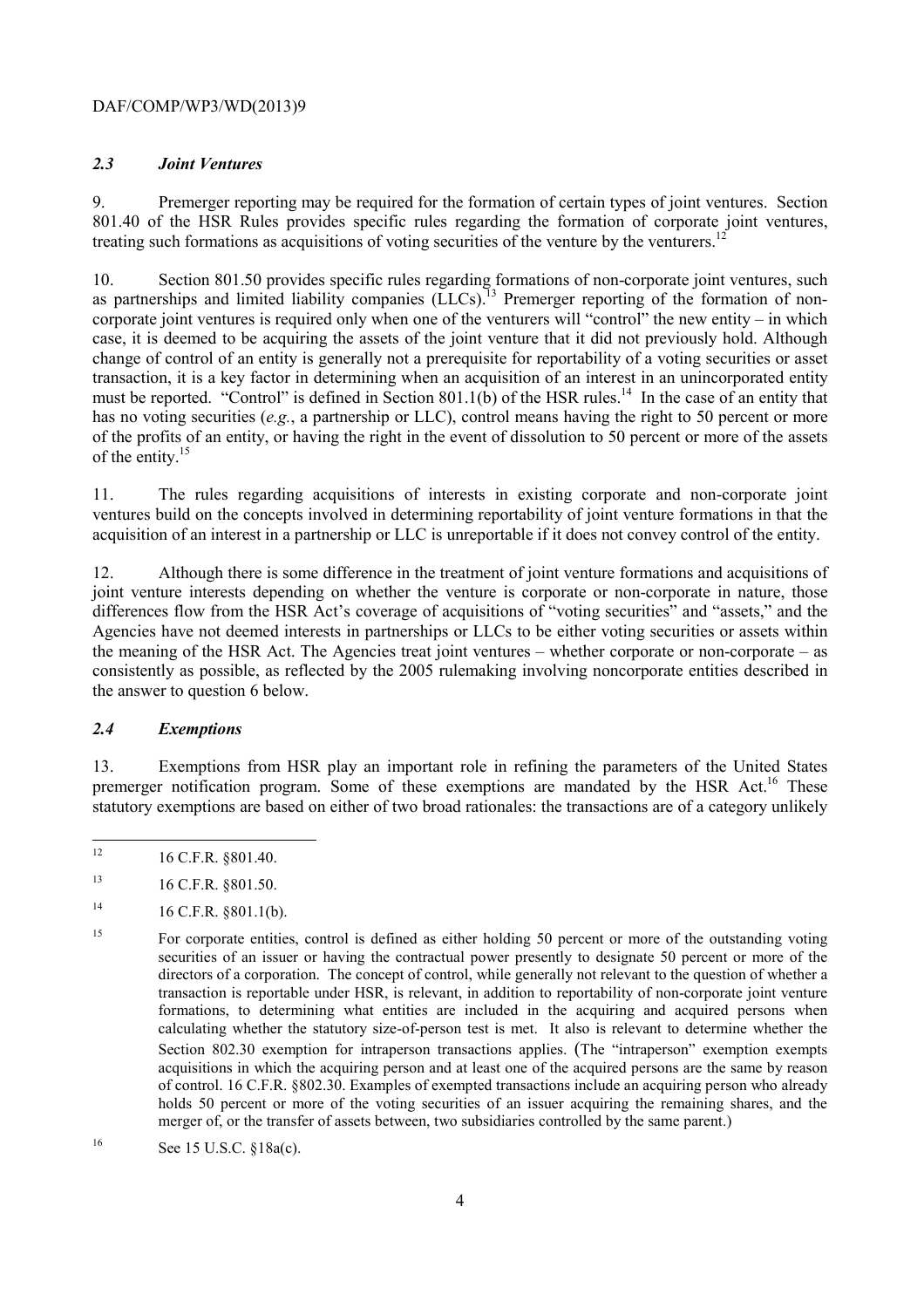### *2.3 Joint Ventures*

9. Premerger reporting may be required for the formation of certain types of joint ventures. Section 801.40 of the HSR Rules provides specific rules regarding the formation of corporate joint ventures, treating such formations as acquisitions of voting securities of the venture by the venturers.[12]

10. Section 801.50 provides specific rules regarding formations of non-corporate joint ventures, such as partnerships and limited liability companies (LLCs).[13] Premerger reporting of the formation of non-corporate joint ventures is required only when one of the venturers will "control" the new entity – in which case, it is deemed to be acquiring the assets of the joint venture that it did not previously hold. Although change of control of an entity is generally not a prerequisite for reportability of a voting securities or asset transaction, it is a key factor in determining when an acquisition of an interest in an unincorporated entity must be reported. "Control" is defined in Section 801.1(b) of the HSR rules.[14] In the case of an entity that has no voting securities (*e.g.*, a partnership or LLC), control means having the right to 50 percent or more of the profits of an entity, or having the right in the event of dissolution to 50 percent or more of the assets of the entity.[15]

11. The rules regarding acquisitions of interests in existing corporate and non-corporate joint ventures build on the concepts involved in determining reportability of joint venture formations in that the acquisition of an interest in a partnership or LLC is unreportable if it does not convey control of the entity.

12. Although there is some difference in the treatment of joint venture formations and acquisitions of joint venture interests depending on whether the venture is corporate or non-corporate in nature, those differences flow from the HSR Act's coverage of acquisitions of "voting securities" and "assets," and the Agencies have not deemed interests in partnerships or LLCs to be either voting securities or assets within the meaning of the HSR Act. The Agencies treat joint ventures – whether corporate or non-corporate – as consistently as possible, as reflected by the 2005 rulemaking involving noncorporate entities described in the answer to question 6 below.

### *2.4 Exemptions*

13. Exemptions from HSR play an important role in refining the parameters of the United States premerger notification program. Some of these exemptions are mandated by the HSR Act.[16] These statutory exemptions are based on either of two broad rationales: the transactions are of a category unlikely

---

[12] 16 C.F.R. §801.40.

[13] 16 C.F.R. §801.50.

[14] 16 C.F.R. §801.1(b).

[15] For corporate entities, control is defined as either holding 50 percent or more of the outstanding voting securities of an issuer or having the contractual power presently to designate 50 percent or more of the directors of a corporation. The concept of control, while generally not relevant to the question of whether a transaction is reportable under HSR, is relevant, in addition to reportability of non-corporate joint venture formations, to determining what entities are included in the acquiring and acquired persons when calculating whether the statutory size-of-person test is met. It also is relevant to determine whether the Section 802.30 exemption for intraperson transactions applies. (The "intraperson" exemption exempts acquisitions in which the acquiring person and at least one of the acquired persons are the same by reason of control. 16 C.F.R. §802.30. Examples of exempted transactions include an acquiring person who already holds 50 percent or more of the voting securities of an issuer acquiring the remaining shares, and the merger of, or the transfer of assets between, two subsidiaries controlled by the same parent.)

[16] See 15 U.S.C. §18a(c).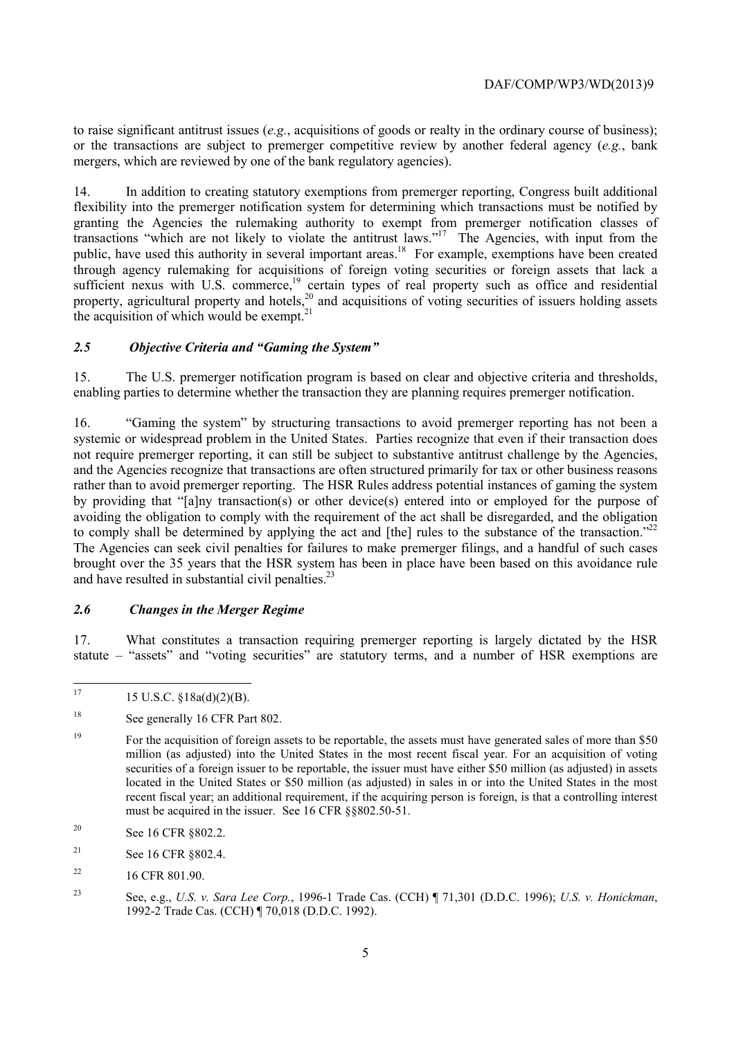to raise significant antitrust issues (*e.g.*, acquisitions of goods or realty in the ordinary course of business); or the transactions are subject to premerger competitive review by another federal agency (*e.g.*, bank mergers, which are reviewed by one of the bank regulatory agencies).

14. In addition to creating statutory exemptions from premerger reporting, Congress built additional flexibility into the premerger notification system for determining which transactions must be notified by granting the Agencies the rulemaking authority to exempt from premerger notification classes of transactions "which are not likely to violate the antitrust laws."[17] The Agencies, with input from the public, have used this authority in several important areas.[18] For example, exemptions have been created through agency rulemaking for acquisitions of foreign voting securities or foreign assets that lack a sufficient nexus with U.S. commerce,[19] certain types of real property such as office and residential property, agricultural property and hotels,[20] and acquisitions of voting securities of issuers holding assets the acquisition of which would be exempt.[21]

### *2.5 Objective Criteria and "Gaming the System"*

15. The U.S. premerger notification program is based on clear and objective criteria and thresholds, enabling parties to determine whether the transaction they are planning requires premerger notification.

16. "Gaming the system" by structuring transactions to avoid premerger reporting has not been a systemic or widespread problem in the United States. Parties recognize that even if their transaction does not require premerger reporting, it can still be subject to substantive antitrust challenge by the Agencies, and the Agencies recognize that transactions are often structured primarily for tax or other business reasons rather than to avoid premerger reporting. The HSR Rules address potential instances of gaming the system by providing that "[a]ny transaction(s) or other device(s) entered into or employed for the purpose of avoiding the obligation to comply with the requirement of the act shall be disregarded, and the obligation to comply shall be determined by applying the act and [the] rules to the substance of the transaction."[22] The Agencies can seek civil penalties for failures to make premerger filings, and a handful of such cases brought over the 35 years that the HSR system has been in place have been based on this avoidance rule and have resulted in substantial civil penalties.[23]

### *2.6 Changes in the Merger Regime*

17. What constitutes a transaction requiring premerger reporting is largely dictated by the HSR statute – "assets" and "voting securities" are statutory terms, and a number of HSR exemptions are

---

[17] 15 U.S.C. §18a(d)(2)(B).

[18] See generally 16 CFR Part 802.

[19] For the acquisition of foreign assets to be reportable, the assets must have generated sales of more than $50 million (as adjusted) into the United States in the most recent fiscal year. For an acquisition of voting securities of a foreign issuer to be reportable, the issuer must have either $50 million (as adjusted) in assets located in the United States or $50 million (as adjusted) in sales in or into the United States in the most recent fiscal year; an additional requirement, if the acquiring person is foreign, is that a controlling interest must be acquired in the issuer. See 16 CFR §§802.50-51.

[20] See 16 CFR §802.2.

[21] See 16 CFR §802.4.

[22] 16 CFR 801.90.

[23] See, e.g., *U.S. v. Sara Lee Corp.*, 1996-1 Trade Cas. (CCH) ¶ 71,301 (D.D.C. 1996); *U.S. v. Honickman*, 1992-2 Trade Cas. (CCH) ¶ 70,018 (D.D.C. 1992).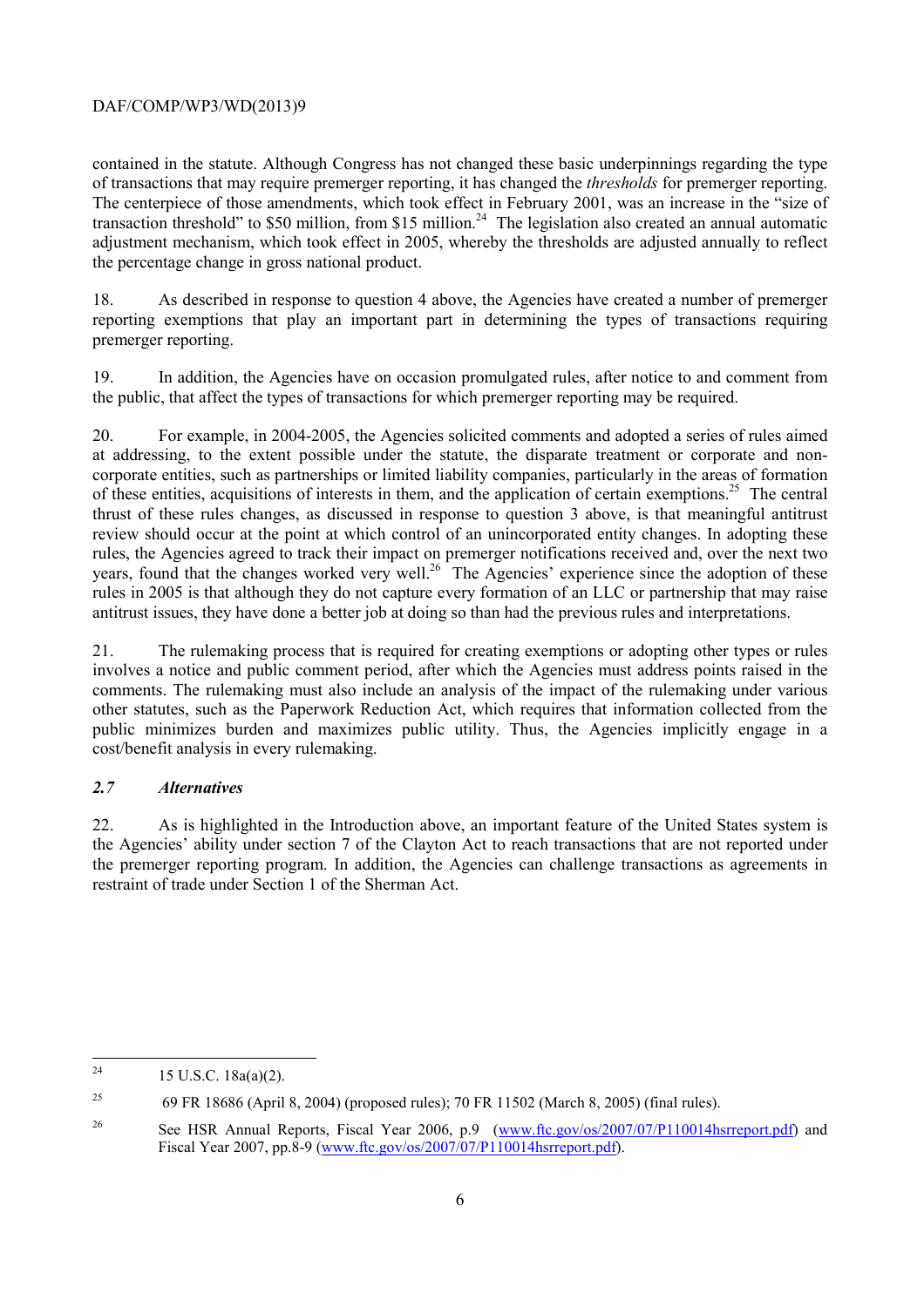contained in the statute. Although Congress has not changed these basic underpinnings regarding the type of transactions that may require premerger reporting, it has changed the *thresholds* for premerger reporting. The centerpiece of those amendments, which took effect in February 2001, was an increase in the "size of transaction threshold" to \$50 million, from \$15 million.[24] The legislation also created an annual automatic adjustment mechanism, which took effect in 2005, whereby the thresholds are adjusted annually to reflect the percentage change in gross national product.

18. As described in response to question 4 above, the Agencies have created a number of premerger reporting exemptions that play an important part in determining the types of transactions requiring premerger reporting.

19. In addition, the Agencies have on occasion promulgated rules, after notice to and comment from the public, that affect the types of transactions for which premerger reporting may be required.

20. For example, in 2004-2005, the Agencies solicited comments and adopted a series of rules aimed at addressing, to the extent possible under the statute, the disparate treatment or corporate and non-corporate entities, such as partnerships or limited liability companies, particularly in the areas of formation of these entities, acquisitions of interests in them, and the application of certain exemptions.[25] The central thrust of these rules changes, as discussed in response to question 3 above, is that meaningful antitrust review should occur at the point at which control of an unincorporated entity changes. In adopting these rules, the Agencies agreed to track their impact on premerger notifications received and, over the next two years, found that the changes worked very well.[26] The Agencies' experience since the adoption of these rules in 2005 is that although they do not capture every formation of an LLC or partnership that may raise antitrust issues, they have done a better job at doing so than had the previous rules and interpretations.

21. The rulemaking process that is required for creating exemptions or adopting other types or rules involves a notice and public comment period, after which the Agencies must address points raised in the comments. The rulemaking must also include an analysis of the impact of the rulemaking under various other statutes, such as the Paperwork Reduction Act, which requires that information collected from the public minimizes burden and maximizes public utility. Thus, the Agencies implicitly engage in a cost/benefit analysis in every rulemaking.

### *2.7 Alternatives*

22. As is highlighted in the Introduction above, an important feature of the United States system is the Agencies' ability under section 7 of the Clayton Act to reach transactions that are not reported under the premerger reporting program. In addition, the Agencies can challenge transactions as agreements in restraint of trade under Section 1 of the Sherman Act.

---

[24] 15 U.S.C. 18a(a)(2).

[25] 69 FR 18686 (April 8, 2004) (proposed rules); 70 FR 11502 (March 8, 2005) (final rules).

[26] See HSR Annual Reports, Fiscal Year 2006, p.9 (www.ftc.gov/os/2007/07/P110014hsrreport.pdf) and Fiscal Year 2007, pp.8-9 (www.ftc.gov/os/2007/07/P110014hsrreport.pdf).